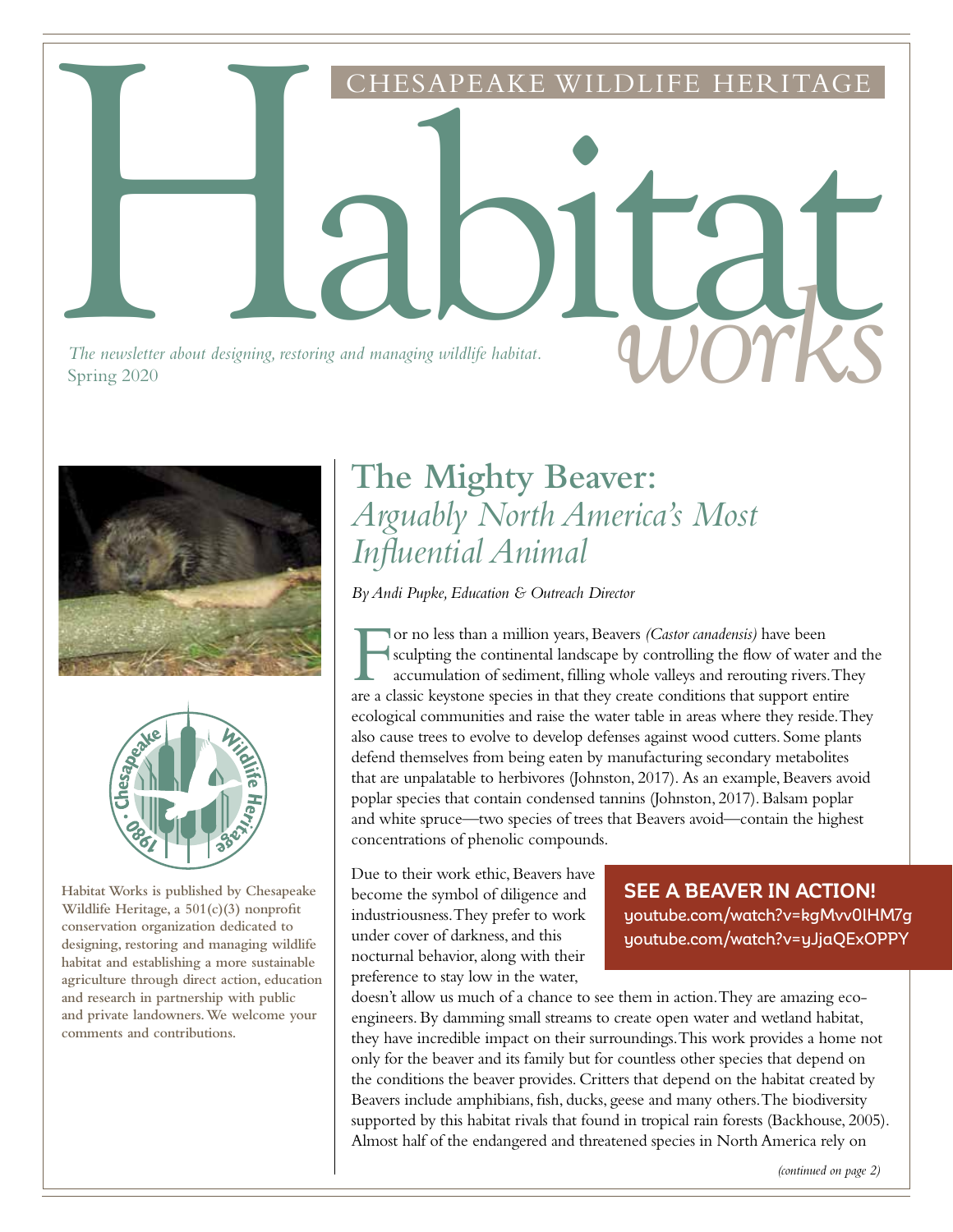CHESAPEAKE WILDLIFE HERITAGE

# Habitat works

*The newsletter about designing, restoring and managing wildlife habitat.*

Spring 2020

**Habitat Works is published by Chesapeake Wildlife Heritage, a 501(c)(3) nonprofit conservation organization dedicated to designing, restoring and managing wildlife habitat and establishing a more sustainable agriculture through direct action, education and research in partnership with public and private landowners. We welcome your comments and contributions.**

## The Mighty Beaver: *Arguably North America's Most Influential Animal*

*By Andi Pupke, Education & Outreach Director*

For no less than a million years, Beavers *(Castor canadensis)* have been sculpting the continental landscape by controlling the flow of water and the accumulation of sediment, filling whole valleys and rerouting rivers. They are a classic keystone species in that they create conditions that support entire ecological communities and raise the water table in areas where they reside. They also cause trees to evolve to develop defenses against wood cutters. Some plants defend themselves from being eaten by manufacturing secondary metabolites that are unpalatable to herbivores (Johnston, 2017). As an example, Beavers avoid poplar species that contain condensed tannins (Johnston, 2017). Balsam poplar and white spruce—two species of trees that Beavers avoid—contain the highest concentrations of phenolic compounds.

**SEE A BEAVER IN ACTION!**
youtube.com/watch?v=kgMvv0lHM7g
youtube.com/watch?v=yJjaQExOPPY

Due to their work ethic, Beavers have become the symbol of diligence and industriousness. They prefer to work under cover of darkness, and this nocturnal behavior, along with their preference to stay low in the water, doesn't allow us much of a chance to see them in action. They are amazing eco-engineers. By damming small streams to create open water and wetland habitat, they have incredible impact on their surroundings. This work provides a home not only for the beaver and its family but for countless other species that depend on the conditions the beaver provides. Critters that depend on the habitat created by Beavers include amphibians, fish, ducks, geese and many others. The biodiversity supported by this habitat rivals that found in tropical rain forests (Backhouse, 2005). Almost half of the endangered and threatened species in North America rely on

*(continued on page 2)*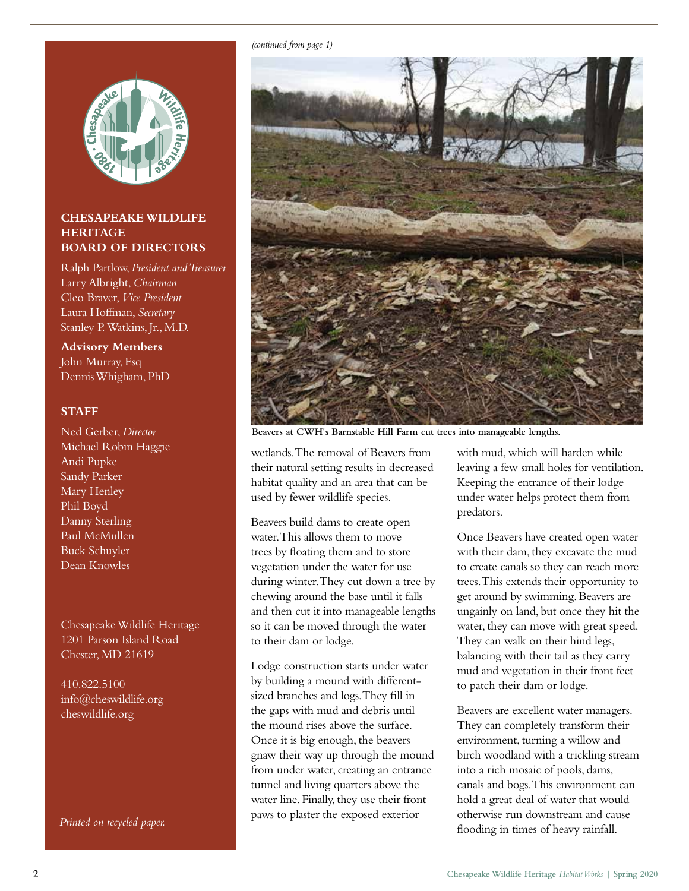## CHESAPEAKE WILDLIFE HERITAGE BOARD OF DIRECTORS

Ralph Partlow, *President and Treasurer*
Larry Albright, *Chairman*
Cleo Braver, *Vice President*
Laura Hoffman, *Secretary*
Stanley P. Watkins, Jr., M.D.

**Advisory Members**
John Murray, Esq
Dennis Whigham, PhD

### STAFF

Ned Gerber, *Director*
Michael Robin Haggie
Andi Pupke
Sandy Parker
Mary Henley
Phil Boyd
Danny Sterling
Paul McMullen
Buck Schuyler
Dean Knowles

Chesapeake Wildlife Heritage
1201 Parson Island Road
Chester, MD 21619

410.822.5100
info@cheswildlife.org
cheswildlife.org

*Printed on recycled paper.*

*(continued from page 1)*

**Beavers at CWH's Barnstable Hill Farm cut trees into manageable lengths.**

wetlands. The removal of Beavers from their natural setting results in decreased habitat quality and an area that can be used by fewer wildlife species.

Beavers build dams to create open water. This allows them to move trees by floating them and to store vegetation under the water for use during winter. They cut down a tree by chewing around the base until it falls and then cut it into manageable lengths so it can be moved through the water to their dam or lodge.

Lodge construction starts under water by building a mound with different-sized branches and logs. They fill in the gaps with mud and debris until the mound rises above the surface. Once it is big enough, the beavers gnaw their way up through the mound from under water, creating an entrance tunnel and living quarters above the water line. Finally, they use their front paws to plaster the exposed exterior with mud, which will harden while leaving a few small holes for ventilation. Keeping the entrance of their lodge under water helps protect them from predators.

Once Beavers have created open water with their dam, they excavate the mud to create canals so they can reach more trees. This extends their opportunity to get around by swimming. Beavers are ungainly on land, but once they hit the water, they can move with great speed. They can walk on their hind legs, balancing with their tail as they carry mud and vegetation in their front feet to patch their dam or lodge.

Beavers are excellent water managers. They can completely transform their environment, turning a willow and birch woodland with a trickling stream into a rich mosaic of pools, dams, canals and bogs. This environment can hold a great deal of water that would otherwise run downstream and cause flooding in times of heavy rainfall.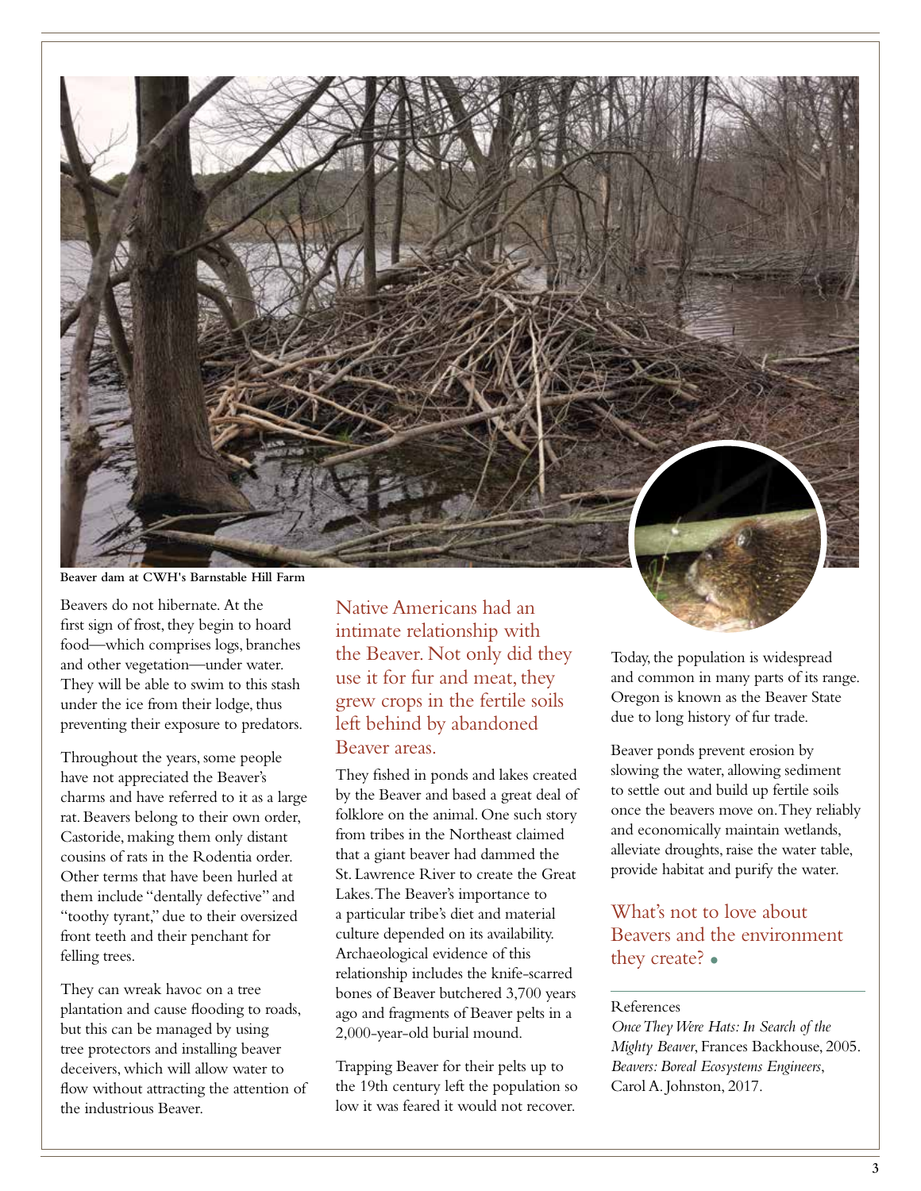Beaver dam at CWH's Barnstable Hill Farm

Beavers do not hibernate. At the first sign of frost, they begin to hoard food—which comprises logs, branches and other vegetation—under water. They will be able to swim to this stash under the ice from their lodge, thus preventing their exposure to predators.

Throughout the years, some people have not appreciated the Beaver's charms and have referred to it as a large rat. Beavers belong to their own order, Castoride, making them only distant cousins of rats in the Rodentia order. Other terms that have been hurled at them include "dentally defective" and "toothy tyrant," due to their oversized front teeth and their penchant for felling trees.

They can wreak havoc on a tree plantation and cause flooding to roads, but this can be managed by using tree protectors and installing beaver deceivers, which will allow water to flow without attracting the attention of the industrious Beaver.

## Native Americans had an intimate relationship with the Beaver. Not only did they use it for fur and meat, they grew crops in the fertile soils left behind by abandoned Beaver areas.

They fished in ponds and lakes created by the Beaver and based a great deal of folklore on the animal. One such story from tribes in the Northeast claimed that a giant beaver had dammed the St. Lawrence River to create the Great Lakes. The Beaver's importance to a particular tribe's diet and material culture depended on its availability. Archaeological evidence of this relationship includes the knife-scarred bones of Beaver butchered 3,700 years ago and fragments of Beaver pelts in a 2,000-year-old burial mound.

Trapping Beaver for their pelts up to the 19th century left the population so low it was feared it would not recover. Today, the population is widespread and common in many parts of its range. Oregon is known as the Beaver State due to long history of fur trade.

Beaver ponds prevent erosion by slowing the water, allowing sediment to settle out and build up fertile soils once the beavers move on. They reliably and economically maintain wetlands, alleviate droughts, raise the water table, provide habitat and purify the water.

## What's not to love about Beavers and the environment they create?

References

*Once They Were Hats: In Search of the Mighty Beaver*, Frances Backhouse, 2005.

*Beavers: Boreal Ecosystems Engineers*, Carol A. Johnston, 2017.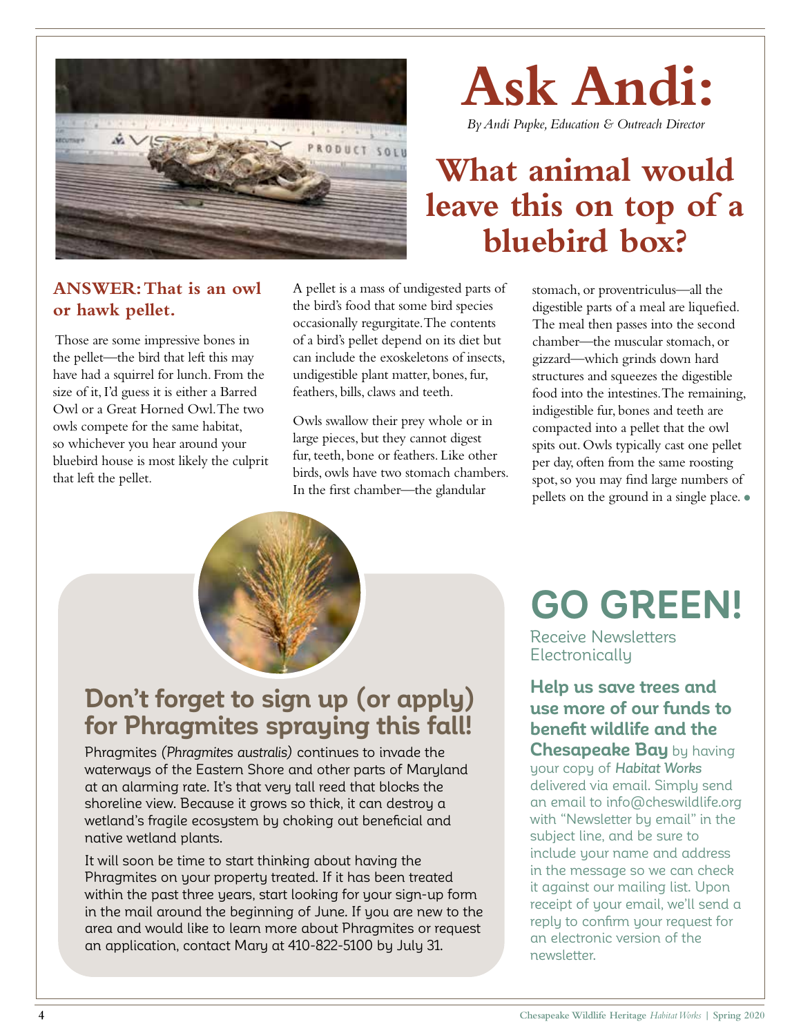# Ask Andi:

*By Andi Pupke, Education & Outreach Director*

## What animal would leave this on top of a bluebird box?

### ANSWER: That is an owl or hawk pellet.

Those are some impressive bones in the pellet—the bird that left this may have had a squirrel for lunch. From the size of it, I'd guess it is either a Barred Owl or a Great Horned Owl. The two owls compete for the same habitat, so whichever you hear around your bluebird house is most likely the culprit that left the pellet.

A pellet is a mass of undigested parts of the bird's food that some bird species occasionally regurgitate. The contents of a bird's pellet depend on its diet but can include the exoskeletons of insects, undigestible plant matter, bones, fur, feathers, bills, claws and teeth.

Owls swallow their prey whole or in large pieces, but they cannot digest fur, teeth, bone or feathers. Like other birds, owls have two stomach chambers. In the first chamber—the glandular stomach, or proventriculus—all the digestible parts of a meal are liquefied. The meal then passes into the second chamber—the muscular stomach, or gizzard—which grinds down hard structures and squeezes the digestible food into the intestines. The remaining, indigestible fur, bones and teeth are compacted into a pellet that the owl spits out. Owls typically cast one pellet per day, often from the same roosting spot, so you may find large numbers of pellets on the ground in a single place.

## Don't forget to sign up (or apply) for Phragmites spraying this fall!

Phragmites *(Phragmites australis)* continues to invade the waterways of the Eastern Shore and other parts of Maryland at an alarming rate. It's that very tall reed that blocks the shoreline view. Because it grows so thick, it can destroy a wetland's fragile ecosystem by choking out beneficial and native wetland plants.

It will soon be time to start thinking about having the Phragmites on your property treated. If it has been treated within the past three years, start looking for your sign-up form in the mail around the beginning of June. If you are new to the area and would like to learn more about Phragmites or request an application, contact Mary at 410-822-5100 by July 31.

## GO GREEN!

Receive Newsletters Electronically

**Help us save trees and use more of our funds to benefit wildlife and the Chesapeake Bay** by having your copy of ***Habitat Works*** delivered via email. Simply send an email to info@cheswildlife.org with "Newsletter by email" in the subject line, and be sure to include your name and address in the message so we can check it against our mailing list. Upon receipt of your email, we'll send a reply to confirm your request for an electronic version of the newsletter.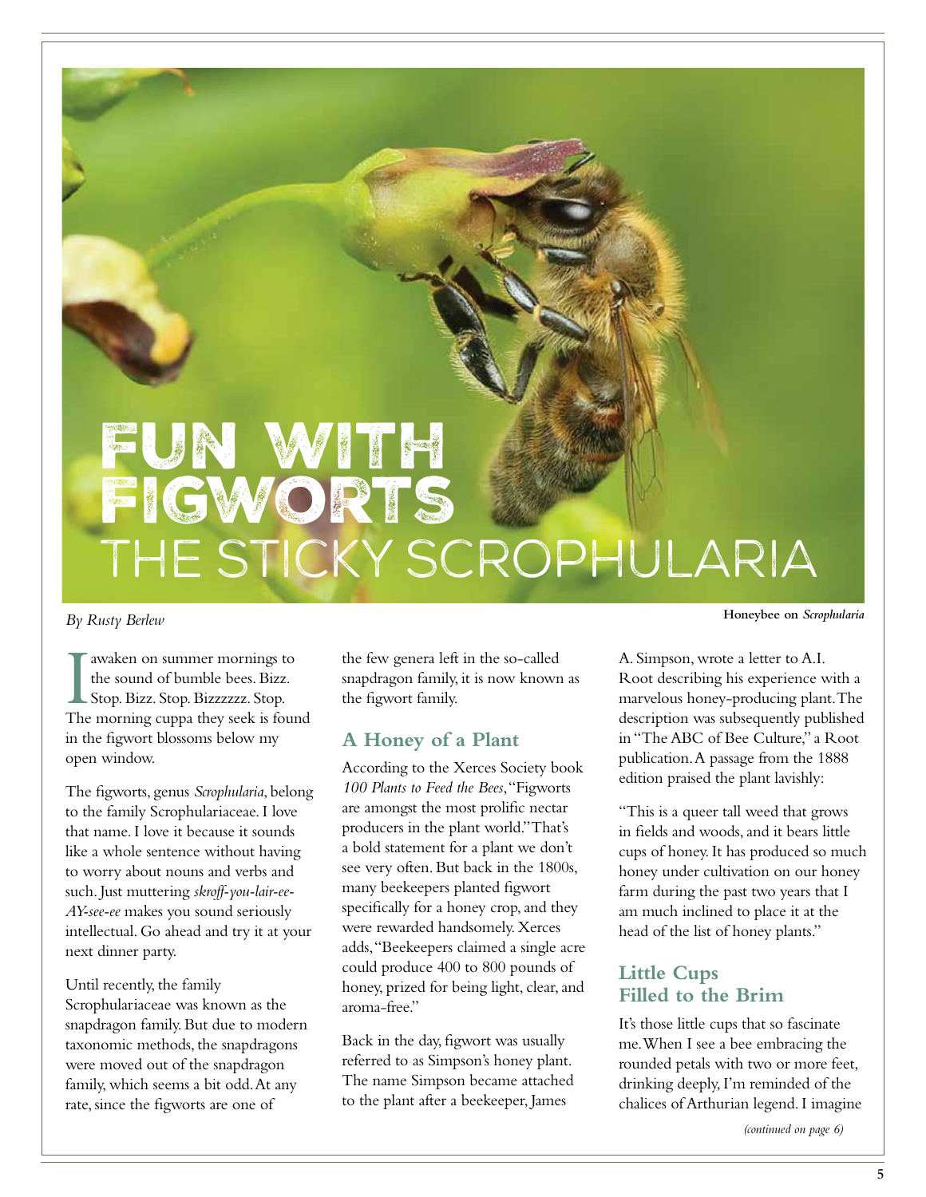# FUN WITH FIGWORTS
## THE STICKY SCROPHULARIA

Honeybee on *Scrophularia*

*By Rusty Berlew*

I awaken on summer mornings to the sound of bumble bees. Bizz. Stop. Bizz. Stop. Bizzzzzz. Stop. The morning cuppa they seek is found in the figwort blossoms below my open window.

The figworts, genus *Scrophularia*, belong to the family Scrophulariaceae. I love that name. I love it because it sounds like a whole sentence without having to worry about nouns and verbs and such. Just muttering *skroff-you-lair-ee-AY-see-ee* makes you sound seriously intellectual. Go ahead and try it at your next dinner party.

Until recently, the family Scrophulariaceae was known as the snapdragon family. But due to modern taxonomic methods, the snapdragons were moved out of the snapdragon family, which seems a bit odd. At any rate, since the figworts are one of the few genera left in the so-called snapdragon family, it is now known as the figwort family.

### A Honey of a Plant

According to the Xerces Society book *100 Plants to Feed the Bees*, "Figworts are amongst the most prolific nectar producers in the plant world." That's a bold statement for a plant we don't see very often. But back in the 1800s, many beekeepers planted figwort specifically for a honey crop, and they were rewarded handsomely. Xerces adds, "Beekeepers claimed a single acre could produce 400 to 800 pounds of honey, prized for being light, clear, and aroma-free."

Back in the day, figwort was usually referred to as Simpson's honey plant. The name Simpson became attached to the plant after a beekeeper, James A. Simpson, wrote a letter to A.I. Root describing his experience with a marvelous honey-producing plant. The description was subsequently published in "The ABC of Bee Culture," a Root publication. A passage from the 1888 edition praised the plant lavishly:

"This is a queer tall weed that grows in fields and woods, and it bears little cups of honey. It has produced so much honey under cultivation on our honey farm during the past two years that I am much inclined to place it at the head of the list of honey plants."

### Little Cups Filled to the Brim

It's those little cups that so fascinate me. When I see a bee embracing the rounded petals with two or more feet, drinking deeply, I'm reminded of the chalices of Arthurian legend. I imagine

*(continued on page 6)*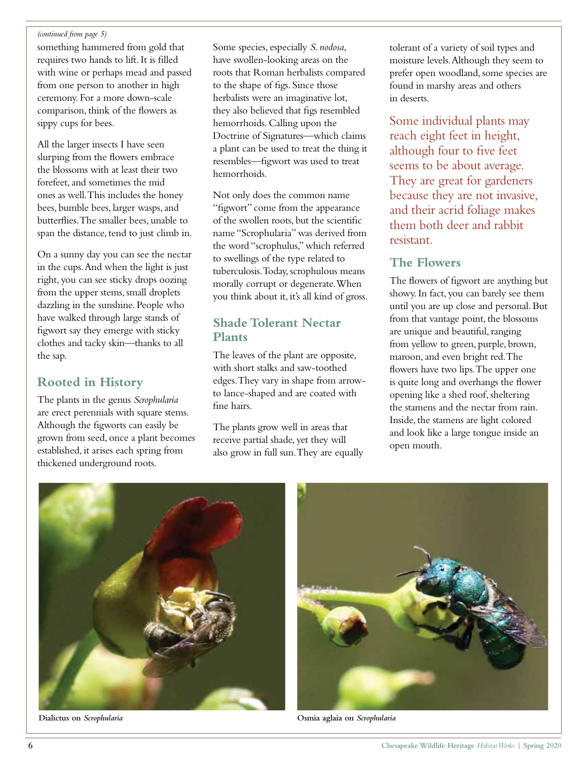*(continued from page 5)*

something hammered from gold that requires two hands to lift. It is filled with wine or perhaps mead and passed from one person to another in high ceremony. For a more down-scale comparison, think of the flowers as sippy cups for bees.

All the larger insects I have seen slurping from the flowers embrace the blossoms with at least their two forefeet, and sometimes the mid ones as well. This includes the honey bees, bumble bees, larger wasps, and butterflies. The smaller bees, unable to span the distance, tend to just climb in.

On a sunny day you can see the nectar in the cups. And when the light is just right, you can see sticky drops oozing from the upper stems, small droplets dazzling in the sunshine. People who have walked through large stands of figwort say they emerge with sticky clothes and tacky skin—thanks to all the sap.

## Rooted in History

The plants in the genus *Scrophularia* are erect perennials with square stems. Although the figworts can easily be grown from seed, once a plant becomes established, it arises each spring from thickened underground roots.

Some species, especially *S. nodosa*, have swollen-looking areas on the roots that Roman herbalists compared to the shape of figs. Since those herbalists were an imaginative lot, they also believed that figs resembled hemorrhoids. Calling upon the Doctrine of Signatures—which claims a plant can be used to treat the thing it resembles—figwort was used to treat hemorrhoids.

Not only does the common name "figwort" come from the appearance of the swollen roots, but the scientific name "Scrophularia" was derived from the word "scrophulus," which referred to swellings of the type related to tuberculosis. Today, scrophulous means morally corrupt or degenerate. When you think about it, it's all kind of gross.

## Shade Tolerant Nectar Plants

The leaves of the plant are opposite, with short stalks and saw-toothed edges. They vary in shape from arrow- to lance-shaped and are coated with fine hairs.

The plants grow well in areas that receive partial shade, yet they will also grow in full sun. They are equally tolerant of a variety of soil types and moisture levels. Although they seem to prefer open woodland, some species are found in marshy areas and others in deserts.

Some individual plants may reach eight feet in height, although four to five feet seems to be about average. They are great for gardeners because they are not invasive, and their acrid foliage makes them both deer and rabbit resistant.

## The Flowers

The flowers of figwort are anything but showy. In fact, you can barely see them until you are up close and personal. But from that vantage point, the blossoms are unique and beautiful, ranging from yellow to green, purple, brown, maroon, and even bright red. The flowers have two lips. The upper one is quite long and overhangs the flower opening like a shed roof, sheltering the stamens and the nectar from rain. Inside, the stamens are light colored and look like a large tongue inside an open mouth.

**Dialictus on *Scrophularia***

**Osmia aglaia on *Scrophularia***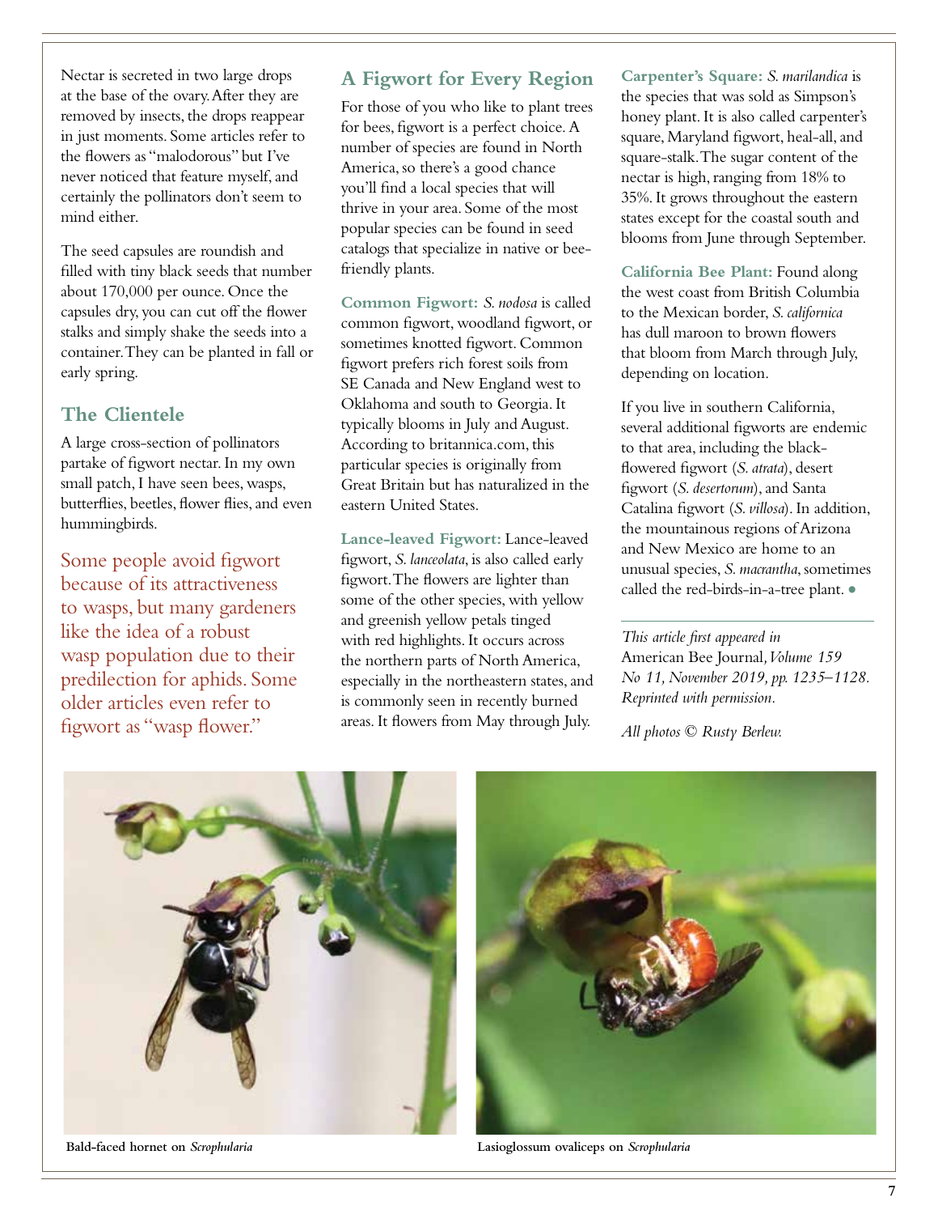Nectar is secreted in two large drops at the base of the ovary. After they are removed by insects, the drops reappear in just moments. Some articles refer to the flowers as "malodorous" but I've never noticed that feature myself, and certainly the pollinators don't seem to mind either.

The seed capsules are roundish and filled with tiny black seeds that number about 170,000 per ounce. Once the capsules dry, you can cut off the flower stalks and simply shake the seeds into a container. They can be planted in fall or early spring.

## The Clientele

A large cross-section of pollinators partake of figwort nectar. In my own small patch, I have seen bees, wasps, butterflies, beetles, flower flies, and even hummingbirds.

> Some people avoid figwort because of its attractiveness to wasps, but many gardeners like the idea of a robust wasp population due to their predilection for aphids. Some older articles even refer to figwort as "wasp flower."

## A Figwort for Every Region

For those of you who like to plant trees for bees, figwort is a perfect choice. A number of species are found in North America, so there's a good chance you'll find a local species that will thrive in your area. Some of the most popular species can be found in seed catalogs that specialize in native or bee-friendly plants.

**Common Figwort:** *S. nodosa* is called common figwort, woodland figwort, or sometimes knotted figwort. Common figwort prefers rich forest soils from SE Canada and New England west to Oklahoma and south to Georgia. It typically blooms in July and August. According to britannica.com, this particular species is originally from Great Britain but has naturalized in the eastern United States.

**Lance-leaved Figwort:** Lance-leaved figwort, *S. lanceolata*, is also called early figwort. The flowers are lighter than some of the other species, with yellow and greenish yellow petals tinged with red highlights. It occurs across the northern parts of North America, especially in the northeastern states, and is commonly seen in recently burned areas. It flowers from May through July.

**Carpenter's Square:** *S. marilandica* is the species that was sold as Simpson's honey plant. It is also called carpenter's square, Maryland figwort, heal-all, and square-stalk. The sugar content of the nectar is high, ranging from 18% to 35%. It grows throughout the eastern states except for the coastal south and blooms from June through September.

**California Bee Plant:** Found along the west coast from British Columbia to the Mexican border, *S. californica* has dull maroon to brown flowers that bloom from March through July, depending on location.

If you live in southern California, several additional figworts are endemic to that area, including the black-flowered figwort (*S. atrata*), desert figwort (*S. desertorum*), and Santa Catalina figwort (*S. villosa*). In addition, the mountainous regions of Arizona and New Mexico are home to an unusual species, *S. macrantha*, sometimes called the red-birds-in-a-tree plant. ●

---

*This article first appeared in* American Bee Journal, *Volume 159 No 11, November 2019, pp. 1235–1128. Reprinted with permission.*

*All photos © Rusty Berlew.*

**Bald-faced hornet on *Scrophularia***

**Lasioglossum ovaliceps on *Scrophularia***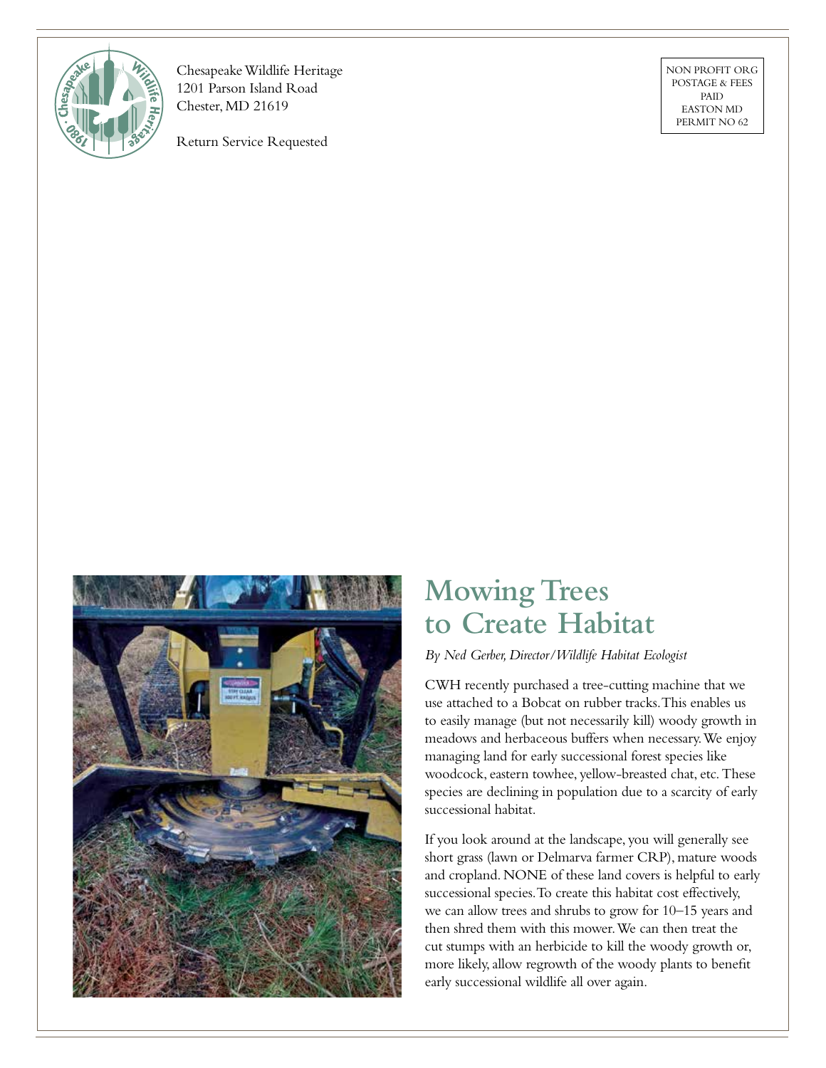Chesapeake Wildlife Heritage
1201 Parson Island Road
Chester, MD 21619

Return Service Requested

NON PROFIT ORG
POSTAGE & FEES
PAID
EASTON MD
PERMIT NO 62

## Mowing Trees to Create Habitat

*By Ned Gerber, Director/Wildlife Habitat Ecologist*

CWH recently purchased a tree-cutting machine that we use attached to a Bobcat on rubber tracks. This enables us to easily manage (but not necessarily kill) woody growth in meadows and herbaceous buffers when necessary. We enjoy managing land for early successional forest species like woodcock, eastern towhee, yellow-breasted chat, etc. These species are declining in population due to a scarcity of early successional habitat.

If you look around at the landscape, you will generally see short grass (lawn or Delmarva farmer CRP), mature woods and cropland. NONE of these land covers is helpful to early successional species. To create this habitat cost effectively, we can allow trees and shrubs to grow for 10–15 years and then shred them with this mower. We can then treat the cut stumps with an herbicide to kill the woody growth or, more likely, allow regrowth of the woody plants to benefit early successional wildlife all over again.